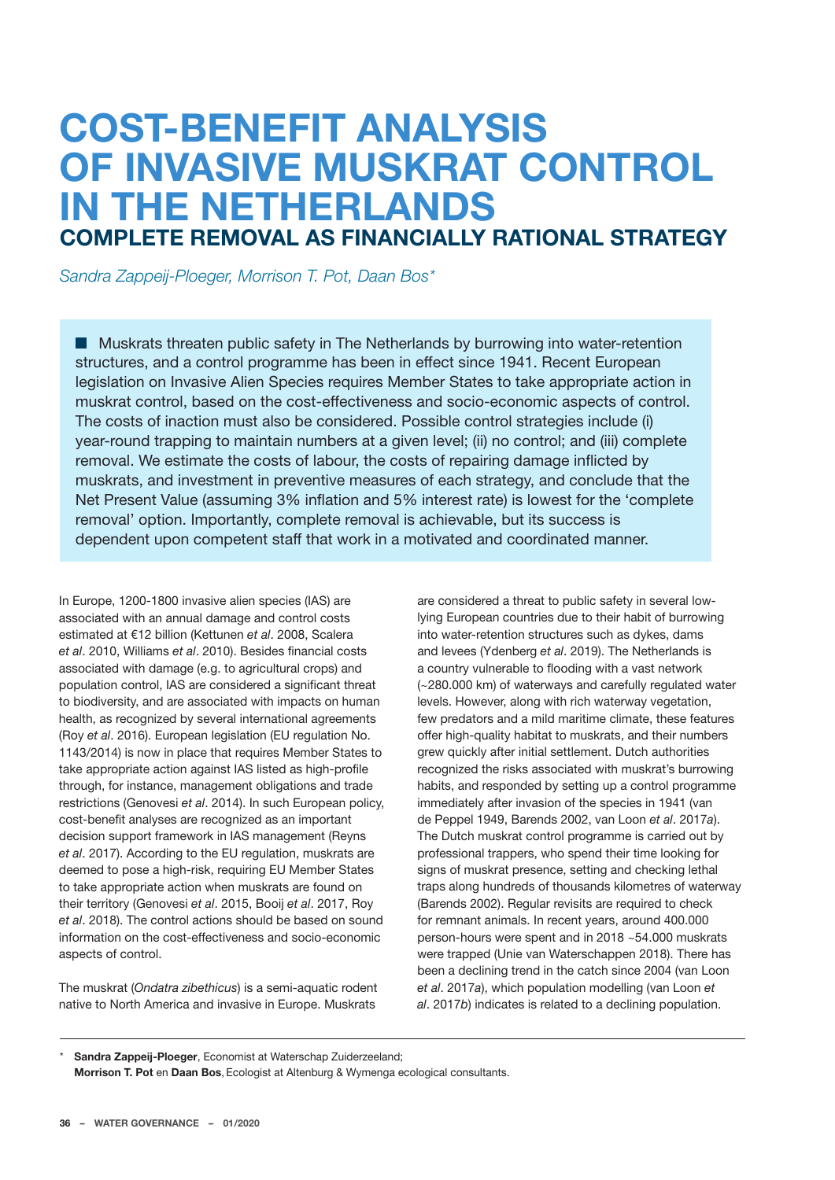# COST-BENEFIT ANALYSIS OF INVASIVE MUSKRAT CONTROL IN THE NETHERLANDS

## COMPLETE REMOVAL AS FINANCIALLY RATIONAL STRATEGY

*Sandra Zappeij-Ploeger, Morrison T. Pot, Daan Bos**

■ Muskrats threaten public safety in The Netherlands by burrowing into water-retention structures, and a control programme has been in effect since 1941. Recent European legislation on Invasive Alien Species requires Member States to take appropriate action in muskrat control, based on the cost-effectiveness and socio-economic aspects of control. The costs of inaction must also be considered. Possible control strategies include (i) year-round trapping to maintain numbers at a given level; (ii) no control; and (iii) complete removal. We estimate the costs of labour, the costs of repairing damage inflicted by muskrats, and investment in preventive measures of each strategy, and conclude that the Net Present Value (assuming 3% inflation and 5% interest rate) is lowest for the 'complete removal' option. Importantly, complete removal is achievable, but its success is dependent upon competent staff that work in a motivated and coordinated manner.

In Europe, 1200-1800 invasive alien species (IAS) are associated with an annual damage and control costs estimated at €12 billion (Kettunen *et al*. 2008, Scalera *et al*. 2010, Williams *et al*. 2010). Besides financial costs associated with damage (e.g. to agricultural crops) and population control, IAS are considered a significant threat to biodiversity, and are associated with impacts on human health, as recognized by several international agreements (Roy *et al*. 2016). European legislation (EU regulation No. 1143/2014) is now in place that requires Member States to take appropriate action against IAS listed as high-profile through, for instance, management obligations and trade restrictions (Genovesi *et al*. 2014). In such European policy, cost-benefit analyses are recognized as an important decision support framework in IAS management (Reyns *et al*. 2017). According to the EU regulation, muskrats are deemed to pose a high-risk, requiring EU Member States to take appropriate action when muskrats are found on their territory (Genovesi *et al*. 2015, Booij *et al*. 2017, Roy *et al*. 2018). The control actions should be based on sound information on the cost-effectiveness and socio-economic aspects of control.

The muskrat (*Ondatra zibethicus*) is a semi-aquatic rodent native to North America and invasive in Europe. Muskrats are considered a threat to public safety in several low-lying European countries due to their habit of burrowing into water-retention structures such as dykes, dams and levees (Ydenberg *et al*. 2019). The Netherlands is a country vulnerable to flooding with a vast network (~280.000 km) of waterways and carefully regulated water levels. However, along with rich waterway vegetation, few predators and a mild maritime climate, these features offer high-quality habitat to muskrats, and their numbers grew quickly after initial settlement. Dutch authorities recognized the risks associated with muskrat's burrowing habits, and responded by setting up a control programme immediately after invasion of the species in 1941 (van de Peppel 1949, Barends 2002, van Loon *et al*. 2017*a*). The Dutch muskrat control programme is carried out by professional trappers, who spend their time looking for signs of muskrat presence, setting and checking lethal traps along hundreds of thousands kilometres of waterway (Barends 2002). Regular revisits are required to check for remnant animals. In recent years, around 400.000 person-hours were spent and in 2018 ~54.000 muskrats were trapped (Unie van Waterschappen 2018). There has been a declining trend in the catch since 2004 (van Loon *et al*. 2017*a*), which population modelling (van Loon *et al*. 2017*b*) indicates is related to a declining population.

\* **Sandra Zappeij-Ploeger**, Economist at Waterschap Zuiderzeeland; **Morrison T. Pot** en **Daan Bos**, Ecologist at Altenburg & Wymenga ecological consultants.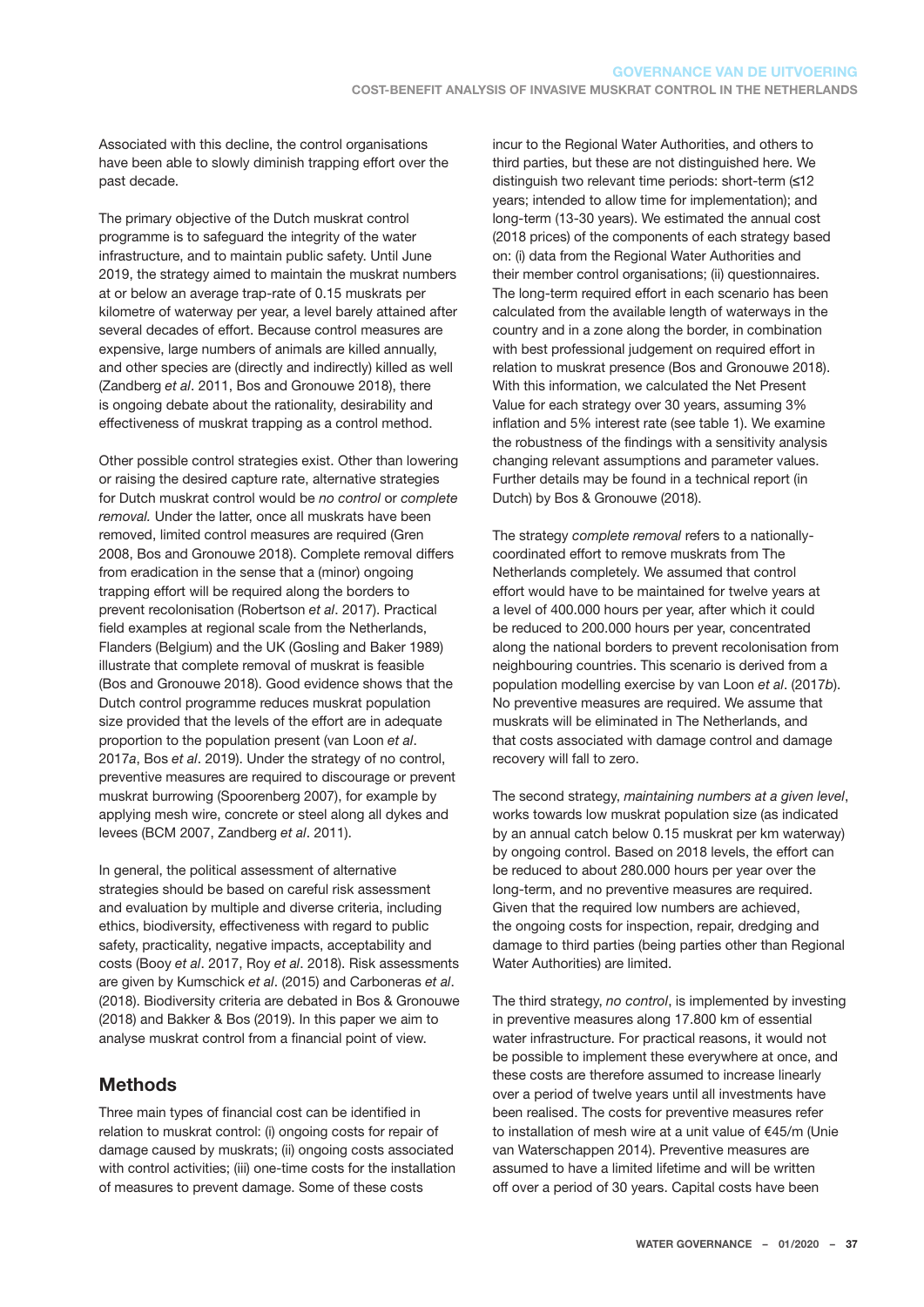Associated with this decline, the control organisations have been able to slowly diminish trapping effort over the past decade.

The primary objective of the Dutch muskrat control programme is to safeguard the integrity of the water infrastructure, and to maintain public safety. Until June 2019, the strategy aimed to maintain the muskrat numbers at or below an average trap-rate of 0.15 muskrats per kilometre of waterway per year, a level barely attained after several decades of effort. Because control measures are expensive, large numbers of animals are killed annually, and other species are (directly and indirectly) killed as well (Zandberg *et al*. 2011, Bos and Gronouwe 2018), there is ongoing debate about the rationality, desirability and effectiveness of muskrat trapping as a control method.

Other possible control strategies exist. Other than lowering or raising the desired capture rate, alternative strategies for Dutch muskrat control would be *no control* or *complete removal.* Under the latter, once all muskrats have been removed, limited control measures are required (Gren 2008, Bos and Gronouwe 2018). Complete removal differs from eradication in the sense that a (minor) ongoing trapping effort will be required along the borders to prevent recolonisation (Robertson *et al*. 2017). Practical field examples at regional scale from the Netherlands, Flanders (Belgium) and the UK (Gosling and Baker 1989) illustrate that complete removal of muskrat is feasible (Bos and Gronouwe 2018). Good evidence shows that the Dutch control programme reduces muskrat population size provided that the levels of the effort are in adequate proportion to the population present (van Loon *et al*. 2017*a*, Bos *et al*. 2019). Under the strategy of no control, preventive measures are required to discourage or prevent muskrat burrowing (Spoorenberg 2007), for example by applying mesh wire, concrete or steel along all dykes and levees (BCM 2007, Zandberg *et al*. 2011).

In general, the political assessment of alternative strategies should be based on careful risk assessment and evaluation by multiple and diverse criteria, including ethics, biodiversity, effectiveness with regard to public safety, practicality, negative impacts, acceptability and costs (Booy *et al*. 2017, Roy *et al*. 2018). Risk assessments are given by Kumschick *et al*. (2015) and Carboneras *et al*. (2018). Biodiversity criteria are debated in Bos & Gronouwe (2018) and Bakker & Bos (2019). In this paper we aim to analyse muskrat control from a financial point of view.

## Methods

Three main types of financial cost can be identified in relation to muskrat control: (i) ongoing costs for repair of damage caused by muskrats; (ii) ongoing costs associated with control activities; (iii) one-time costs for the installation of measures to prevent damage. Some of these costs incur to the Regional Water Authorities, and others to third parties, but these are not distinguished here. We distinguish two relevant time periods: short-term (≤12 years; intended to allow time for implementation); and long-term (13-30 years). We estimated the annual cost (2018 prices) of the components of each strategy based on: (i) data from the Regional Water Authorities and their member control organisations; (ii) questionnaires. The long-term required effort in each scenario has been calculated from the available length of waterways in the country and in a zone along the border, in combination with best professional judgement on required effort in relation to muskrat presence (Bos and Gronouwe 2018). With this information, we calculated the Net Present Value for each strategy over 30 years, assuming 3% inflation and 5% interest rate (see table 1). We examine the robustness of the findings with a sensitivity analysis changing relevant assumptions and parameter values. Further details may be found in a technical report (in Dutch) by Bos & Gronouwe (2018).

The strategy *complete removal* refers to a nationally-coordinated effort to remove muskrats from The Netherlands completely. We assumed that control effort would have to be maintained for twelve years at a level of 400.000 hours per year, after which it could be reduced to 200.000 hours per year, concentrated along the national borders to prevent recolonisation from neighbouring countries. This scenario is derived from a population modelling exercise by van Loon *et al*. (2017*b*). No preventive measures are required. We assume that muskrats will be eliminated in The Netherlands, and that costs associated with damage control and damage recovery will fall to zero.

The second strategy, *maintaining numbers at a given level*, works towards low muskrat population size (as indicated by an annual catch below 0.15 muskrat per km waterway) by ongoing control. Based on 2018 levels, the effort can be reduced to about 280.000 hours per year over the long-term, and no preventive measures are required. Given that the required low numbers are achieved, the ongoing costs for inspection, repair, dredging and damage to third parties (being parties other than Regional Water Authorities) are limited.

The third strategy, *no control*, is implemented by investing in preventive measures along 17.800 km of essential water infrastructure. For practical reasons, it would not be possible to implement these everywhere at once, and these costs are therefore assumed to increase linearly over a period of twelve years until all investments have been realised. The costs for preventive measures refer to installation of mesh wire at a unit value of €45/m (Unie van Waterschappen 2014). Preventive measures are assumed to have a limited lifetime and will be written off over a period of 30 years. Capital costs have been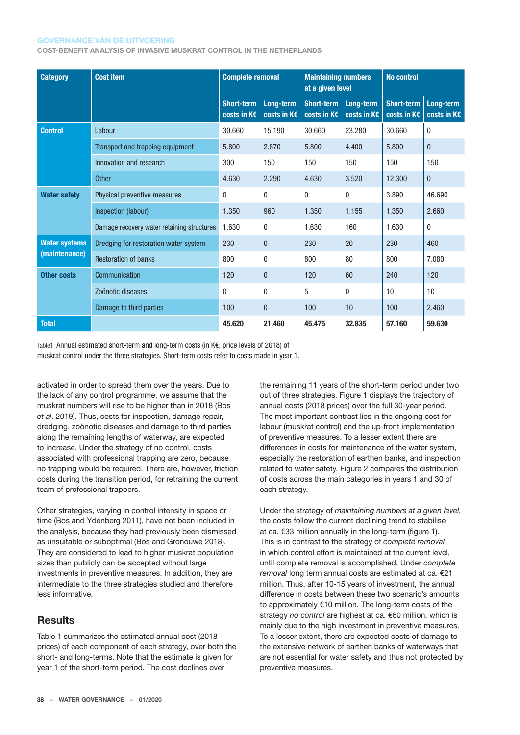| Category | Cost item | Complete removal | | Maintaining numbers at a given level | | No control | |
|---|---|---|---|---|---|---|---|
| | | Short-term costs in K€ | Long-term costs in K€ | Short-term costs in K€ | Long-term costs in K€ | Short-term costs in K€ | Long-term costs in K€ |
| Control | Labour | 30.660 | 15.190 | 30.660 | 23.280 | 30.660 | 0 |
| | Transport and trapping equipment | 5.800 | 2.870 | 5.800 | 4.400 | 5.800 | 0 |
| | Innovation and research | 300 | 150 | 150 | 150 | 150 | 150 |
| | Other | 4.630 | 2.290 | 4.630 | 3.520 | 12.300 | 0 |
| Water safety | Physical preventive measures | 0 | 0 | 0 | 0 | 3.890 | 46.690 |
| | Inspection (labour) | 1.350 | 960 | 1.350 | 1.155 | 1.350 | 2.660 |
| | Damage recovery water retaining structures | 1.630 | 0 | 1.630 | 160 | 1.630 | 0 |
| Water systems (maintenance) | Dredging for restoration water system | 230 | 0 | 230 | 20 | 230 | 460 |
| | Restoration of banks | 800 | 0 | 800 | 80 | 800 | 7.080 |
| Other costs | Communication | 120 | 0 | 120 | 60 | 240 | 120 |
| | Zoönotic diseases | 0 | 0 | 5 | 0 | 10 | 10 |
| | Damage to third parties | 100 | 0 | 100 | 10 | 100 | 2.460 |
| **Total** | | **45.620** | **21.460** | **45.475** | **32.835** | **57.160** | **59.630** |

Table1: Annual estimated short-term and long-term costs (in K€; price levels of 2018) of muskrat control under the three strategies. Short-term costs refer to costs made in year 1.

activated in order to spread them over the years. Due to the lack of any control programme, we assume that the muskrat numbers will rise to be higher than in 2018 (Bos *et al*. 2019). Thus, costs for inspection, damage repair, dredging, zoönotic diseases and damage to third parties along the remaining lengths of waterway, are expected to increase. Under the strategy of no control, costs associated with professional trapping are zero, because no trapping would be required. There are, however, friction costs during the transition period, for retraining the current team of professional trappers.

Other strategies, varying in control intensity in space or time (Bos and Ydenberg 2011), have not been included in the analysis, because they had previously been dismissed as unsuitable or suboptimal (Bos and Gronouwe 2018). They are considered to lead to higher muskrat population sizes than publicly can be accepted without large investments in preventive measures. In addition, they are intermediate to the three strategies studied and therefore less informative.

## Results

Table 1 summarizes the estimated annual cost (2018 prices) of each component of each strategy, over both the short- and long-terms. Note that the estimate is given for year 1 of the short-term period. The cost declines over the remaining 11 years of the short-term period under two out of three strategies. Figure 1 displays the trajectory of annual costs (2018 prices) over the full 30-year period. The most important contrast lies in the ongoing cost for labour (muskrat control) and the up-front implementation of preventive measures. To a lesser extent there are differences in costs for maintenance of the water system, especially the restoration of earthen banks, and inspection related to water safety. Figure 2 compares the distribution of costs across the main categories in years 1 and 30 of each strategy.

Under the strategy of *maintaining numbers at a given level,* the costs follow the current declining trend to stabilise at ca. €33 million annually in the long-term (figure 1). This is in contrast to the strategy of *complete removal* in which control effort is maintained at the current level, until complete removal is accomplished. Under *complete removal* long term annual costs are estimated at ca. €21 million. Thus, after 10-15 years of investment, the annual difference in costs between these two scenario's amounts to approximately €10 million. The long-term costs of the strategy *no control* are highest at ca. €60 million, which is mainly due to the high investment in preventive measures. To a lesser extent, there are expected costs of damage to the extensive network of earthen banks of waterways that are not essential for water safety and thus not protected by preventive measures.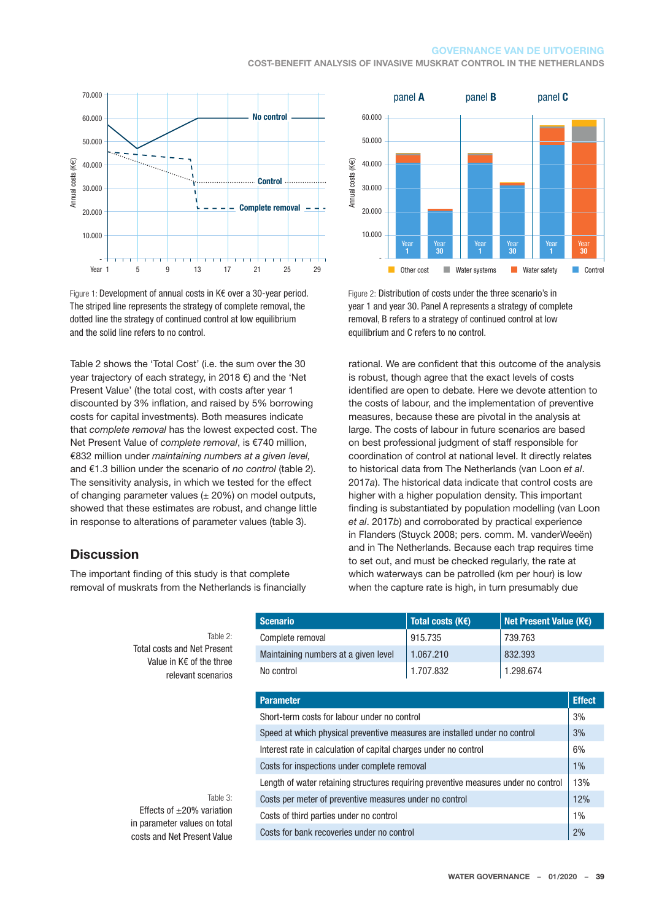Figure 1: Development of annual costs in K€ over a 30-year period. The striped line represents the strategy of complete removal, the dotted line the strategy of continued control at low equilibrium and the solid line refers to no control.

Figure 2: Distribution of costs under the three scenario's in year 1 and year 30. Panel A represents a strategy of complete removal, B refers to a strategy of continued control at low equilibrium and C refers to no control.

Table 2 shows the 'Total Cost' (i.e. the sum over the 30 year trajectory of each strategy, in 2018 €) and the 'Net Present Value' (the total cost, with costs after year 1 discounted by 3% inflation, and raised by 5% borrowing costs for capital investments). Both measures indicate that *complete removal* has the lowest expected cost. The Net Present Value of *complete removal*, is €740 million, €832 million under *maintaining numbers at a given level,* and €1.3 billion under the scenario of *no control* (table 2). The sensitivity analysis, in which we tested for the effect of changing parameter values (± 20%) on model outputs, showed that these estimates are robust, and change little in response to alterations of parameter values (table 3).

## Discussion

The important finding of this study is that complete removal of muskrats from the Netherlands is financially rational. We are confident that this outcome of the analysis is robust, though agree that the exact levels of costs identified are open to debate. Here we devote attention to the costs of labour, and the implementation of preventive measures, because these are pivotal in the analysis at large. The costs of labour in future scenarios are based on best professional judgment of staff responsible for coordination of control at national level. It directly relates to historical data from The Netherlands (van Loon *et al*. 2017*a*). The historical data indicate that control costs are higher with a higher population density. This important finding is substantiated by population modelling (van Loon *et al*. 2017*b*) and corroborated by practical experience in Flanders (Stuyck 2008; pers. comm. M. vanderWeeën) and in The Netherlands. Because each trap requires time to set out, and must be checked regularly, the rate at which waterways can be patrolled (km per hour) is low when the capture rate is high, in turn presumably due

Table 2: Total costs and Net Present Value in K€ of the three relevant scenarios

| Scenario | Total costs (K€) | Net Present Value (K€) |
|---|---|---|
| Complete removal | 915.735 | 739.763 |
| Maintaining numbers at a given level | 1.067.210 | 832.393 |
| No control | 1.707.832 | 1.298.674 |

Table 3: Effects of ±20% variation in parameter values on total costs and Net Present Value

| Parameter | Effect |
|---|---|
| Short-term costs for labour under no control | 3% |
| Speed at which physical preventive measures are installed under no control | 3% |
| Interest rate in calculation of capital charges under no control | 6% |
| Costs for inspections under complete removal | 1% |
| Length of water retaining structures requiring preventive measures under no control | 13% |
| Costs per meter of preventive measures under no control | 12% |
| Costs of third parties under no control | 1% |
| Costs for bank recoveries under no control | 2% |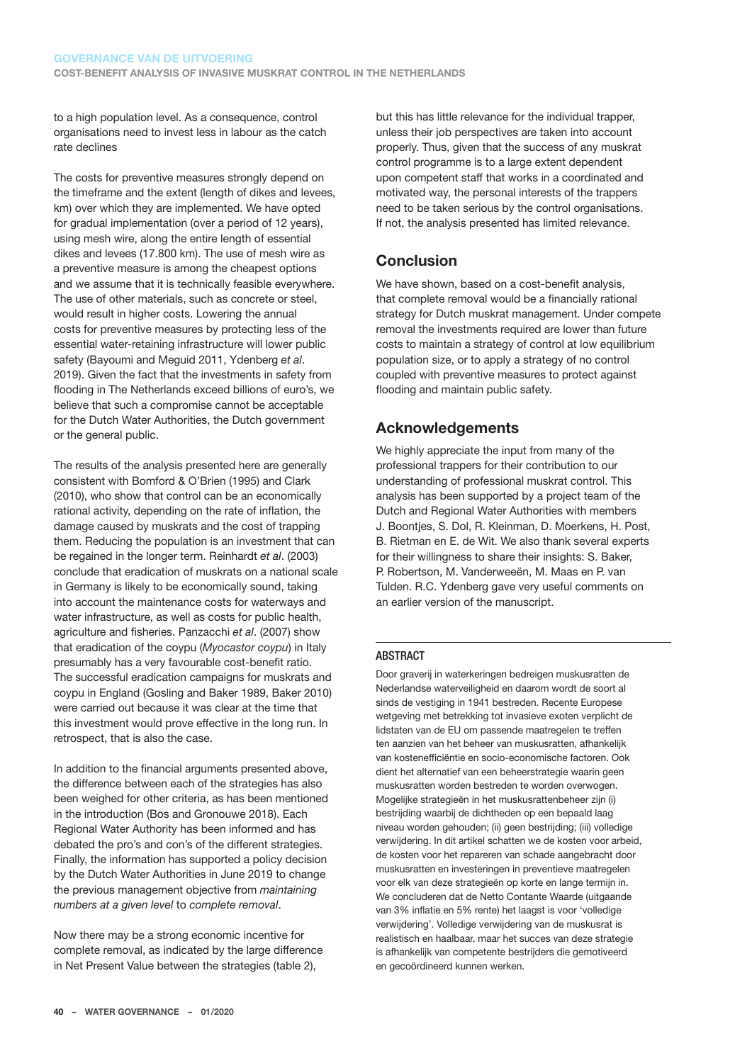to a high population level. As a consequence, control organisations need to invest less in labour as the catch rate declines

The costs for preventive measures strongly depend on the timeframe and the extent (length of dikes and levees, km) over which they are implemented. We have opted for gradual implementation (over a period of 12 years), using mesh wire, along the entire length of essential dikes and levees (17.800 km). The use of mesh wire as a preventive measure is among the cheapest options and we assume that it is technically feasible everywhere. The use of other materials, such as concrete or steel, would result in higher costs. Lowering the annual costs for preventive measures by protecting less of the essential water-retaining infrastructure will lower public safety (Bayoumi and Meguid 2011, Ydenberg *et al*. 2019). Given the fact that the investments in safety from flooding in The Netherlands exceed billions of euro's, we believe that such a compromise cannot be acceptable for the Dutch Water Authorities, the Dutch government or the general public.

The results of the analysis presented here are generally consistent with Bomford & O'Brien (1995) and Clark (2010), who show that control can be an economically rational activity, depending on the rate of inflation, the damage caused by muskrats and the cost of trapping them. Reducing the population is an investment that can be regained in the longer term. Reinhardt *et al*. (2003) conclude that eradication of muskrats on a national scale in Germany is likely to be economically sound, taking into account the maintenance costs for waterways and water infrastructure, as well as costs for public health, agriculture and fisheries. Panzacchi *et al*. (2007) show that eradication of the coypu (*Myocastor coypu*) in Italy presumably has a very favourable cost-benefit ratio. The successful eradication campaigns for muskrats and coypu in England (Gosling and Baker 1989, Baker 2010) were carried out because it was clear at the time that this investment would prove effective in the long run. In retrospect, that is also the case.

In addition to the financial arguments presented above, the difference between each of the strategies has also been weighed for other criteria, as has been mentioned in the introduction (Bos and Gronouwe 2018). Each Regional Water Authority has been informed and has debated the pro's and con's of the different strategies. Finally, the information has supported a policy decision by the Dutch Water Authorities in June 2019 to change the previous management objective from *maintaining numbers at a given level* to *complete removal*.

Now there may be a strong economic incentive for complete removal, as indicated by the large difference in Net Present Value between the strategies (table 2), but this has little relevance for the individual trapper, unless their job perspectives are taken into account properly. Thus, given that the success of any muskrat control programme is to a large extent dependent upon competent staff that works in a coordinated and motivated way, the personal interests of the trappers need to be taken serious by the control organisations. If not, the analysis presented has limited relevance.

## Conclusion

We have shown, based on a cost-benefit analysis, that complete removal would be a financially rational strategy for Dutch muskrat management. Under compete removal the investments required are lower than future costs to maintain a strategy of control at low equilibrium population size, or to apply a strategy of no control coupled with preventive measures to protect against flooding and maintain public safety.

## Acknowledgements

We highly appreciate the input from many of the professional trappers for their contribution to our understanding of professional muskrat control. This analysis has been supported by a project team of the Dutch and Regional Water Authorities with members J. Boontjes, S. Dol, R. Kleinman, D. Moerkens, H. Post, B. Rietman en E. de Wit. We also thank several experts for their willingness to share their insights: S. Baker, P. Robertson, M. Vanderweeën, M. Maas en P. van Tulden. R.C. Ydenberg gave very useful comments on an earlier version of the manuscript.

## ABSTRACT

Door graverij in waterkeringen bedreigen muskusratten de Nederlandse waterveiligheid en daarom wordt de soort al sinds de vestiging in 1941 bestreden. Recente Europese wetgeving met betrekking tot invasieve exoten verplicht de lidstaten van de EU om passende maatregelen te treffen ten aanzien van het beheer van muskusratten, afhankelijk van kostenefficiëntie en socio-economische factoren. Ook dient het alternatief van een beheerstrategie waarin geen muskusratten worden bestreden te worden overwogen. Mogelijke strategieën in het muskusrattenbeheer zijn (i) bestrijding waarbij de dichtheden op een bepaald laag niveau worden gehouden; (ii) geen bestrijding; (iii) volledige verwijdering. In dit artikel schatten we de kosten voor arbeid, de kosten voor het repareren van schade aangebracht door muskusratten en investeringen in preventieve maatregelen voor elk van deze strategieën op korte en lange termijn in. We concluderen dat de Netto Contante Waarde (uitgaande van 3% inflatie en 5% rente) het laagst is voor 'volledige verwijdering'. Volledige verwijdering van de muskusrat is realistisch en haalbaar, maar het succes van deze strategie is afhankelijk van competente bestrijders die gemotiveerd en gecoördineerd kunnen werken.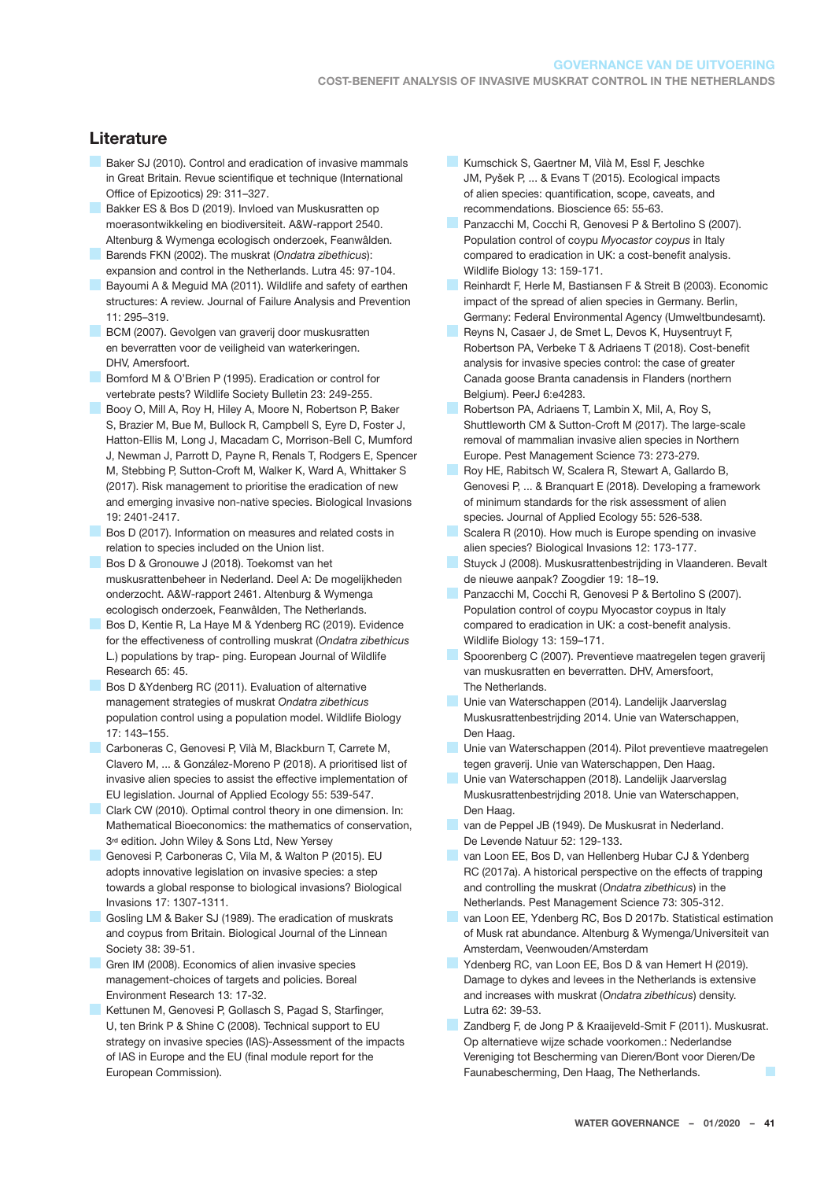## Literature

- Baker SJ (2010). Control and eradication of invasive mammals in Great Britain. Revue scientifique et technique (International Office of Epizootics) 29: 311–327.
- Bakker ES & Bos D (2019). Invloed van Muskusratten op moerasontwikkeling en biodiversiteit. A&W-rapport 2540. Altenburg & Wymenga ecologisch onderzoek, Feanwâlden.
- Barends FKN (2002). The muskrat (*Ondatra zibethicus*): expansion and control in the Netherlands. Lutra 45: 97-104.
- Bayoumi A & Meguid MA (2011). Wildlife and safety of earthen structures: A review. Journal of Failure Analysis and Prevention 11: 295–319.
- BCM (2007). Gevolgen van graverij door muskusratten en beverratten voor de veiligheid van waterkeringen. DHV, Amersfoort.
- Bomford M & O'Brien P (1995). Eradication or control for vertebrate pests? Wildlife Society Bulletin 23: 249-255.
- Booy O, Mill A, Roy H, Hiley A, Moore N, Robertson P, Baker S, Brazier M, Bue M, Bullock R, Campbell S, Eyre D, Foster J, Hatton-Ellis M, Long J, Macadam C, Morrison-Bell C, Mumford J, Newman J, Parrott D, Payne R, Renals T, Rodgers E, Spencer M, Stebbing P, Sutton-Croft M, Walker K, Ward A, Whittaker S (2017). Risk management to prioritise the eradication of new and emerging invasive non-native species. Biological Invasions 19: 2401-2417.
- Bos D (2017). Information on measures and related costs in relation to species included on the Union list.
- Bos D & Gronouwe J (2018). Toekomst van het muskusrattenbeheer in Nederland. Deel A: De mogelijkheden onderzocht. A&W-rapport 2461. Altenburg & Wymenga ecologisch onderzoek, Feanwâlden, The Netherlands.
- Bos D, Kentie R, La Haye M & Ydenberg RC (2019). Evidence for the effectiveness of controlling muskrat (*Ondatra zibethicus* L.) populations by trap- ping. European Journal of Wildlife Research 65: 45.
- Bos D &Ydenberg RC (2011). Evaluation of alternative management strategies of muskrat *Ondatra zibethicus* population control using a population model. Wildlife Biology 17: 143–155.
- Carboneras C, Genovesi P, Vilà M, Blackburn T, Carrete M, Clavero M, ... & González-Moreno P (2018). A prioritised list of invasive alien species to assist the effective implementation of EU legislation. Journal of Applied Ecology 55: 539-547.
- Clark CW (2010). Optimal control theory in one dimension. In: Mathematical Bioeconomics: the mathematics of conservation, 3rd edition. John Wiley & Sons Ltd, New Yersey
- Genovesi P, Carboneras C, Vila M, & Walton P (2015). EU adopts innovative legislation on invasive species: a step towards a global response to biological invasions? Biological Invasions 17: 1307-1311.
- Gosling LM & Baker SJ (1989). The eradication of muskrats and coypus from Britain. Biological Journal of the Linnean Society 38: 39-51.
- Gren IM (2008). Economics of alien invasive species management-choices of targets and policies. Boreal Environment Research 13: 17-32.
- Kettunen M, Genovesi P, Gollasch S, Pagad S, Starfinger, U, ten Brink P & Shine C (2008). Technical support to EU strategy on invasive species (IAS)-Assessment of the impacts of IAS in Europe and the EU (final module report for the European Commission).
- Kumschick S, Gaertner M, Vilà M, Essl F, Jeschke JM, Pyšek P, ... & Evans T (2015). Ecological impacts of alien species: quantification, scope, caveats, and recommendations. Bioscience 65: 55-63.
- Panzacchi M, Cocchi R, Genovesi P & Bertolino S (2007). Population control of coypu *Myocastor coypus* in Italy compared to eradication in UK: a cost-benefit analysis. Wildlife Biology 13: 159-171.
- Reinhardt F, Herle M, Bastiansen F & Streit B (2003). Economic impact of the spread of alien species in Germany. Berlin, Germany: Federal Environmental Agency (Umweltbundesamt).
- Reyns N, Casaer J, de Smet L, Devos K, Huysentruyt F, Robertson PA, Verbeke T & Adriaens T (2018). Cost-benefit analysis for invasive species control: the case of greater Canada goose Branta canadensis in Flanders (northern Belgium). PeerJ 6:e4283.
- Robertson PA, Adriaens T, Lambin X, Mil, A, Roy S, Shuttleworth CM & Sutton-Croft M (2017). The large-scale removal of mammalian invasive alien species in Northern Europe. Pest Management Science 73: 273-279.
- Roy HE, Rabitsch W, Scalera R, Stewart A, Gallardo B, Genovesi P, ... & Branquart E (2018). Developing a framework of minimum standards for the risk assessment of alien species. Journal of Applied Ecology 55: 526-538.
- Scalera R (2010). How much is Europe spending on invasive alien species? Biological Invasions 12: 173-177.
- Stuyck J (2008). Muskusrattenbestrijding in Vlaanderen. Bevalt de nieuwe aanpak? Zoogdier 19: 18–19.
- Panzacchi M, Cocchi R, Genovesi P & Bertolino S (2007). Population control of coypu Myocastor coypus in Italy compared to eradication in UK: a cost-benefit analysis. Wildlife Biology 13: 159–171.
- Spoorenberg C (2007). Preventieve maatregelen tegen graverij van muskusratten en beverratten. DHV, Amersfoort, The Netherlands.
- Unie van Waterschappen (2014). Landelijk Jaarverslag Muskusrattenbestrijding 2014. Unie van Waterschappen, Den Haag.
- Unie van Waterschappen (2014). Pilot preventieve maatregelen tegen graverij. Unie van Waterschappen, Den Haag.
- Unie van Waterschappen (2018). Landelijk Jaarverslag Muskusrattenbestrijding 2018. Unie van Waterschappen, Den Haag.
- van de Peppel JB (1949). De Muskusrat in Nederland. De Levende Natuur 52: 129-133.
- van Loon EE, Bos D, van Hellenberg Hubar CJ & Ydenberg RC (2017a). A historical perspective on the effects of trapping and controlling the muskrat (*Ondatra zibethicus*) in the Netherlands. Pest Management Science 73: 305-312.
- van Loon EE, Ydenberg RC, Bos D 2017b. Statistical estimation of Musk rat abundance. Altenburg & Wymenga/Universiteit van Amsterdam, Veenwouden/Amsterdam
- Ydenberg RC, van Loon EE, Bos D & van Hemert H (2019). Damage to dykes and levees in the Netherlands is extensive and increases with muskrat (*Ondatra zibethicus*) density. Lutra 62: 39-53.
- Zandberg F, de Jong P & Kraaijeveld-Smit F (2011). Muskusrat. Op alternatieve wijze schade voorkomen.: Nederlandse Vereniging tot Bescherming van Dieren/Bont voor Dieren/De Faunabescherming, Den Haag, The Netherlands.